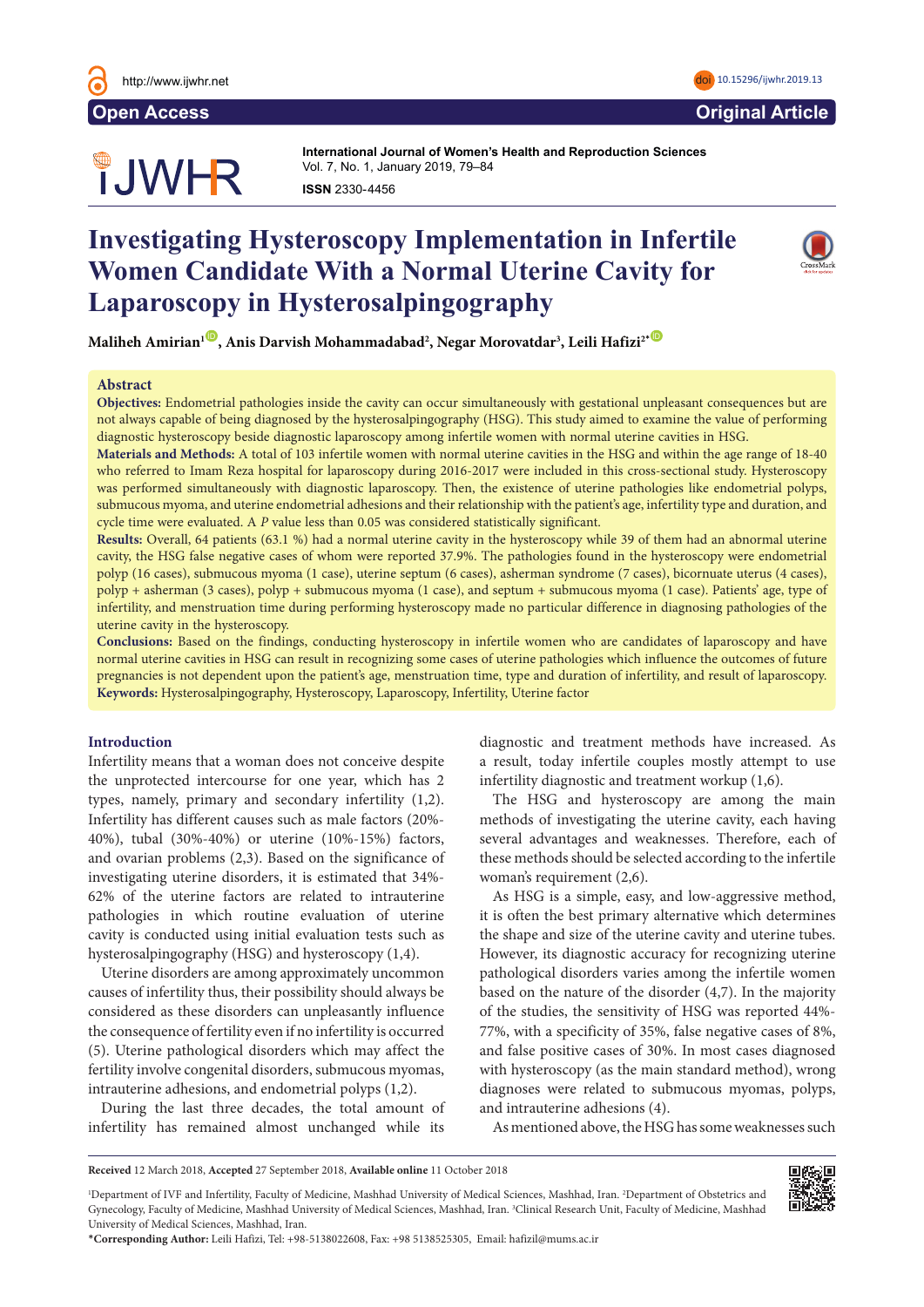Open Access | Original Article

**International Journal of Women's Health and Reproduction Sciences**
Vol. 7, No. 1, January 2019, 79–84
**ISSN** 2330-4456

doi 10.15296/ijwhr.2019.13

# Investigating Hysteroscopy Implementation in Infertile Women Candidate With a Normal Uterine Cavity for Laparoscopy in Hysterosalpingography

**Maliheh Amirian[1], Anis Darvish Mohammadabad[2], Negar Morovatdar[3], Leili Hafizi[2*]**

## Abstract

**Objectives:** Endometrial pathologies inside the cavity can occur simultaneously with gestational unpleasant consequences but are not always capable of being diagnosed by the hysterosalpingography (HSG). This study aimed to examine the value of performing diagnostic hysteroscopy beside diagnostic laparoscopy among infertile women with normal uterine cavities in HSG.

**Materials and Methods:** A total of 103 infertile women with normal uterine cavities in the HSG and within the age range of 18-40 who referred to Imam Reza hospital for laparoscopy during 2016-2017 were included in this cross-sectional study. Hysteroscopy was performed simultaneously with diagnostic laparoscopy. Then, the existence of uterine pathologies like endometrial polyps, submucous myoma, and uterine endometrial adhesions and their relationship with the patient's age, infertility type and duration, and cycle time were evaluated. A *P* value less than 0.05 was considered statistically significant.

**Results:** Overall, 64 patients (63.1 %) had a normal uterine cavity in the hysteroscopy while 39 of them had an abnormal uterine cavity, the HSG false negative cases of whom were reported 37.9%. The pathologies found in the hysteroscopy were endometrial polyp (16 cases), submucous myoma (1 case), uterine septum (6 cases), asherman syndrome (7 cases), bicornuate uterus (4 cases), polyp + asherman (3 cases), polyp + submucous myoma (1 case), and septum + submucous myoma (1 case). Patients' age, type of infertility, and menstruation time during performing hysteroscopy made no particular difference in diagnosing pathologies of the uterine cavity in the hysteroscopy.

**Conclusions:** Based on the findings, conducting hysteroscopy in infertile women who are candidates of laparoscopy and have normal uterine cavities in HSG can result in recognizing some cases of uterine pathologies which influence the outcomes of future pregnancies is not dependent upon the patient's age, menstruation time, type and duration of infertility, and result of laparoscopy.

**Keywords:** Hysterosalpingography, Hysteroscopy, Laparoscopy, Infertility, Uterine factor

## Introduction

Infertility means that a woman does not conceive despite the unprotected intercourse for one year, which has 2 types, namely, primary and secondary infertility (1,2). Infertility has different causes such as male factors (20%-40%), tubal (30%-40%) or uterine (10%-15%) factors, and ovarian problems (2,3). Based on the significance of investigating uterine disorders, it is estimated that 34%-62% of the uterine factors are related to intrauterine pathologies in which routine evaluation of uterine cavity is conducted using initial evaluation tests such as hysterosalpingography (HSG) and hysteroscopy (1,4).

Uterine disorders are among approximately uncommon causes of infertility thus, their possibility should always be considered as these disorders can unpleasantly influence the consequence of fertility even if no infertility is occurred (5). Uterine pathological disorders which may affect the fertility involve congenital disorders, submucous myomas, intrauterine adhesions, and endometrial polyps (1,2).

During the last three decades, the total amount of infertility has remained almost unchanged while its diagnostic and treatment methods have increased. As a result, today infertile couples mostly attempt to use infertility diagnostic and treatment workup (1,6).

The HSG and hysteroscopy are among the main methods of investigating the uterine cavity, each having several advantages and weaknesses. Therefore, each of these methods should be selected according to the infertile woman's requirement (2,6).

As HSG is a simple, easy, and low-aggressive method, it is often the best primary alternative which determines the shape and size of the uterine cavity and uterine tubes. However, its diagnostic accuracy for recognizing uterine pathological disorders varies among the infertile women based on the nature of the disorder (4,7). In the majority of the studies, the sensitivity of HSG was reported 44%-77%, with a specificity of 35%, false negative cases of 8%, and false positive cases of 30%. In most cases diagnosed with hysteroscopy (as the main standard method), wrong diagnoses were related to submucous myomas, polyps, and intrauterine adhesions (4).

As mentioned above, the HSG has some weaknesses such

---

**Received** 12 March 2018, **Accepted** 27 September 2018, **Available online** 11 October 2018

[1]Department of IVF and Infertility, Faculty of Medicine, Mashhad University of Medical Sciences, Mashhad, Iran. [2]Department of Obstetrics and Gynecology, Faculty of Medicine, Mashhad University of Medical Sciences, Mashhad, Iran. [3]Clinical Research Unit, Faculty of Medicine, Mashhad University of Medical Sciences, Mashhad, Iran.

**\*Corresponding Author:** Leili Hafizi, Tel: +98-5138022608, Fax: +98 5138525305, Email: hafizil@mums.ac.ir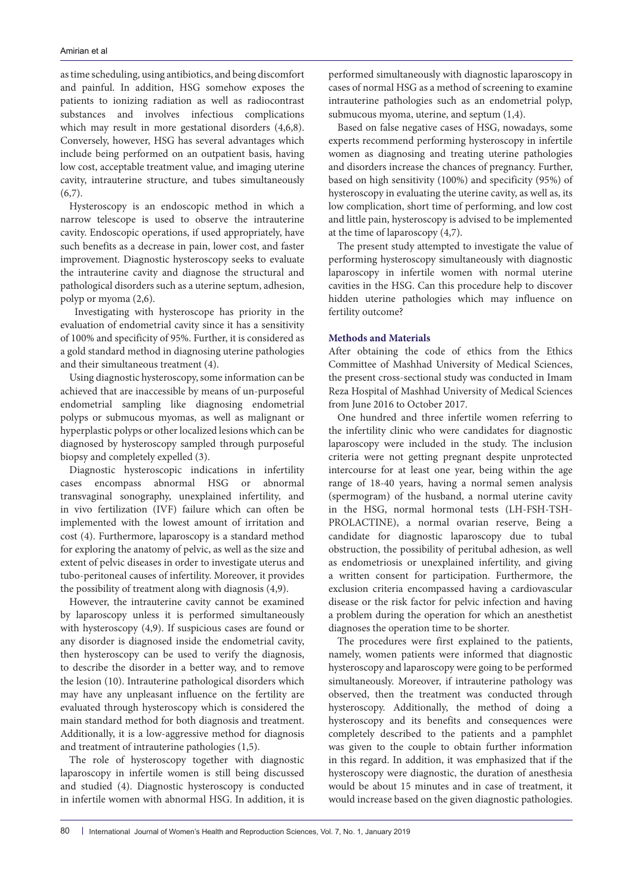as time scheduling, using antibiotics, and being discomfort and painful. In addition, HSG somehow exposes the patients to ionizing radiation as well as radiocontrast substances and involves infectious complications which may result in more gestational disorders (4,6,8). Conversely, however, HSG has several advantages which include being performed on an outpatient basis, having low cost, acceptable treatment value, and imaging uterine cavity, intrauterine structure, and tubes simultaneously (6,7).

Hysteroscopy is an endoscopic method in which a narrow telescope is used to observe the intrauterine cavity. Endoscopic operations, if used appropriately, have such benefits as a decrease in pain, lower cost, and faster improvement. Diagnostic hysteroscopy seeks to evaluate the intrauterine cavity and diagnose the structural and pathological disorders such as a uterine septum, adhesion, polyp or myoma (2,6).

Investigating with hysteroscope has priority in the evaluation of endometrial cavity since it has a sensitivity of 100% and specificity of 95%. Further, it is considered as a gold standard method in diagnosing uterine pathologies and their simultaneous treatment (4).

Using diagnostic hysteroscopy, some information can be achieved that are inaccessible by means of un-purposeful endometrial sampling like diagnosing endometrial polyps or submucous myomas, as well as malignant or hyperplastic polyps or other localized lesions which can be diagnosed by hysteroscopy sampled through purposeful biopsy and completely expelled (3).

Diagnostic hysteroscopic indications in infertility cases encompass abnormal HSG or abnormal transvaginal sonography, unexplained infertility, and in vivo fertilization (IVF) failure which can often be implemented with the lowest amount of irritation and cost (4). Furthermore, laparoscopy is a standard method for exploring the anatomy of pelvic, as well as the size and extent of pelvic diseases in order to investigate uterus and tubo-peritoneal causes of infertility. Moreover, it provides the possibility of treatment along with diagnosis (4,9).

However, the intrauterine cavity cannot be examined by laparoscopy unless it is performed simultaneously with hysteroscopy (4,9). If suspicious cases are found or any disorder is diagnosed inside the endometrial cavity, then hysteroscopy can be used to verify the diagnosis, to describe the disorder in a better way, and to remove the lesion (10). Intrauterine pathological disorders which may have any unpleasant influence on the fertility are evaluated through hysteroscopy which is considered the main standard method for both diagnosis and treatment. Additionally, it is a low-aggressive method for diagnosis and treatment of intrauterine pathologies (1,5).

The role of hysteroscopy together with diagnostic laparoscopy in infertile women is still being discussed and studied (4). Diagnostic hysteroscopy is conducted in infertile women with abnormal HSG. In addition, it is performed simultaneously with diagnostic laparoscopy in cases of normal HSG as a method of screening to examine intrauterine pathologies such as an endometrial polyp, submucous myoma, uterine, and septum (1,4).

Based on false negative cases of HSG, nowadays, some experts recommend performing hysteroscopy in infertile women as diagnosing and treating uterine pathologies and disorders increase the chances of pregnancy. Further, based on high sensitivity (100%) and specificity (95%) of hysteroscopy in evaluating the uterine cavity, as well as, its low complication, short time of performing, and low cost and little pain, hysteroscopy is advised to be implemented at the time of laparoscopy (4,7).

The present study attempted to investigate the value of performing hysteroscopy simultaneously with diagnostic laparoscopy in infertile women with normal uterine cavities in the HSG. Can this procedure help to discover hidden uterine pathologies which may influence on fertility outcome?

## Methods and Materials

After obtaining the code of ethics from the Ethics Committee of Mashhad University of Medical Sciences, the present cross-sectional study was conducted in Imam Reza Hospital of Mashhad University of Medical Sciences from June 2016 to October 2017.

One hundred and three infertile women referring to the infertility clinic who were candidates for diagnostic laparoscopy were included in the study. The inclusion criteria were not getting pregnant despite unprotected intercourse for at least one year, being within the age range of 18-40 years, having a normal semen analysis (spermogram) of the husband, a normal uterine cavity in the HSG, normal hormonal tests (LH-FSH-TSH-PROLACTINE), a normal ovarian reserve, Being a candidate for diagnostic laparoscopy due to tubal obstruction, the possibility of peritubal adhesion, as well as endometriosis or unexplained infertility, and giving a written consent for participation. Furthermore, the exclusion criteria encompassed having a cardiovascular disease or the risk factor for pelvic infection and having a problem during the operation for which an anesthetist diagnoses the operation time to be shorter.

The procedures were first explained to the patients, namely, women patients were informed that diagnostic hysteroscopy and laparoscopy were going to be performed simultaneously. Moreover, if intrauterine pathology was observed, then the treatment was conducted through hysteroscopy. Additionally, the method of doing a hysteroscopy and its benefits and consequences were completely described to the patients and a pamphlet was given to the couple to obtain further information in this regard. In addition, it was emphasized that if the hysteroscopy were diagnostic, the duration of anesthesia would be about 15 minutes and in case of treatment, it would increase based on the given diagnostic pathologies.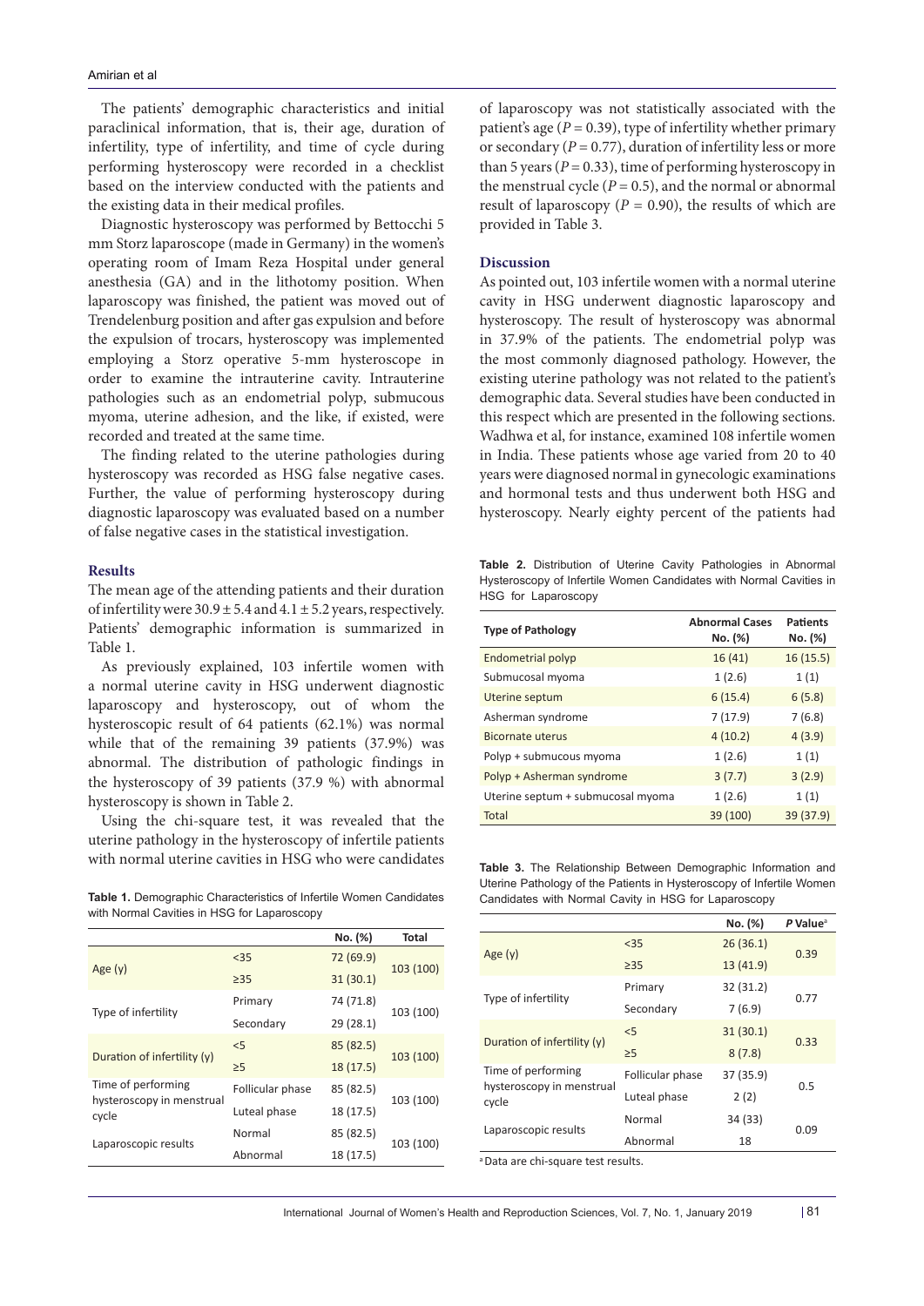The patients' demographic characteristics and initial paraclinical information, that is, their age, duration of infertility, type of infertility, and time of cycle during performing hysteroscopy were recorded in a checklist based on the interview conducted with the patients and the existing data in their medical profiles.

Diagnostic hysteroscopy was performed by Bettocchi 5 mm Storz laparoscope (made in Germany) in the women's operating room of Imam Reza Hospital under general anesthesia (GA) and in the lithotomy position. When laparoscopy was finished, the patient was moved out of Trendelenburg position and after gas expulsion and before the expulsion of trocars, hysteroscopy was implemented employing a Storz operative 5-mm hysteroscope in order to examine the intrauterine cavity. Intrauterine pathologies such as an endometrial polyp, submucous myoma, uterine adhesion, and the like, if existed, were recorded and treated at the same time.

The finding related to the uterine pathologies during hysteroscopy was recorded as HSG false negative cases. Further, the value of performing hysteroscopy during diagnostic laparoscopy was evaluated based on a number of false negative cases in the statistical investigation.

## Results

The mean age of the attending patients and their duration of infertility were 30.9 ± 5.4 and 4.1 ± 5.2 years, respectively. Patients' demographic information is summarized in Table 1.

As previously explained, 103 infertile women with a normal uterine cavity in HSG underwent diagnostic laparoscopy and hysteroscopy, out of whom the hysteroscopic result of 64 patients (62.1%) was normal while that of the remaining 39 patients (37.9%) was abnormal. The distribution of pathologic findings in the hysteroscopy of 39 patients (37.9 %) with abnormal hysteroscopy is shown in Table 2.

Using the chi-square test, it was revealed that the uterine pathology in the hysteroscopy of infertile patients with normal uterine cavities in HSG who were candidates of laparoscopy was not statistically associated with the patient's age ($P = 0.39$), type of infertility whether primary or secondary ($P = 0.77$), duration of infertility less or more than 5 years ($P = 0.33$), time of performing hysteroscopy in the menstrual cycle ($P = 0.5$), and the normal or abnormal result of laparoscopy ($P = 0.90$), the results of which are provided in Table 3.

**Table 1.** Demographic Characteristics of Infertile Women Candidates with Normal Cavities in HSG for Laparoscopy

| | | No. (%) | Total |
|---|---|---|---|
| Age (y) | <35 | 72 (69.9) | 103 (100) |
| | ≥35 | 31 (30.1) | |
| Type of infertility | Primary | 74 (71.8) | 103 (100) |
| | Secondary | 29 (28.1) | |
| Duration of infertility (y) | <5 | 85 (82.5) | 103 (100) |
| | ≥5 | 18 (17.5) | |
| Time of performing hysteroscopy in menstrual cycle | Follicular phase | 85 (82.5) | 103 (100) |
| | Luteal phase | 18 (17.5) | |
| Laparoscopic results | Normal | 85 (82.5) | 103 (100) |
| | Abnormal | 18 (17.5) | |

## Discussion

As pointed out, 103 infertile women with a normal uterine cavity in HSG underwent diagnostic laparoscopy and hysteroscopy. The result of hysteroscopy was abnormal in 37.9% of the patients. The endometrial polyp was the most commonly diagnosed pathology. However, the existing uterine pathology was not related to the patient's demographic data. Several studies have been conducted in this respect which are presented in the following sections. Wadhwa et al, for instance, examined 108 infertile women in India. These patients whose age varied from 20 to 40 years were diagnosed normal in gynecologic examinations and hormonal tests and thus underwent both HSG and hysteroscopy. Nearly eighty percent of the patients had

**Table 2.** Distribution of Uterine Cavity Pathologies in Abnormal Hysteroscopy of Infertile Women Candidates with Normal Cavities in HSG for Laparoscopy

| Type of Pathology | Abnormal Cases No. (%) | Patients No. (%) |
|---|---|---|
| Endometrial polyp | 16 (41) | 16 (15.5) |
| Submucosal myoma | 1 (2.6) | 1 (1) |
| Uterine septum | 6 (15.4) | 6 (5.8) |
| Asherman syndrome | 7 (17.9) | 7 (6.8) |
| Bicornate uterus | 4 (10.2) | 4 (3.9) |
| Polyp + submucous myoma | 1 (2.6) | 1 (1) |
| Polyp + Asherman syndrome | 3 (7.7) | 3 (2.9) |
| Uterine septum + submucosal myoma | 1 (2.6) | 1 (1) |
| Total | 39 (100) | 39 (37.9) |

**Table 3.** The Relationship Between Demographic Information and Uterine Pathology of the Patients in Hysteroscopy of Infertile Women Candidates with Normal Cavity in HSG for Laparoscopy

| | | No. (%) | *P* Value[a] |
|---|---|---|---|
| Age (y) | <35 | 26 (36.1) | 0.39 |
| | ≥35 | 13 (41.9) | |
| Type of infertility | Primary | 32 (31.2) | 0.77 |
| | Secondary | 7 (6.9) | |
| Duration of infertility (y) | <5 | 31 (30.1) | 0.33 |
| | ≥5 | 8 (7.8) | |
| Time of performing hysteroscopy in menstrual cycle | Follicular phase | 37 (35.9) | 0.5 |
| | Luteal phase | 2 (2) | |
| Laparoscopic results | Normal | 34 (33) | 0.09 |
| | Abnormal | 18 | |

[a] Data are chi-square test results.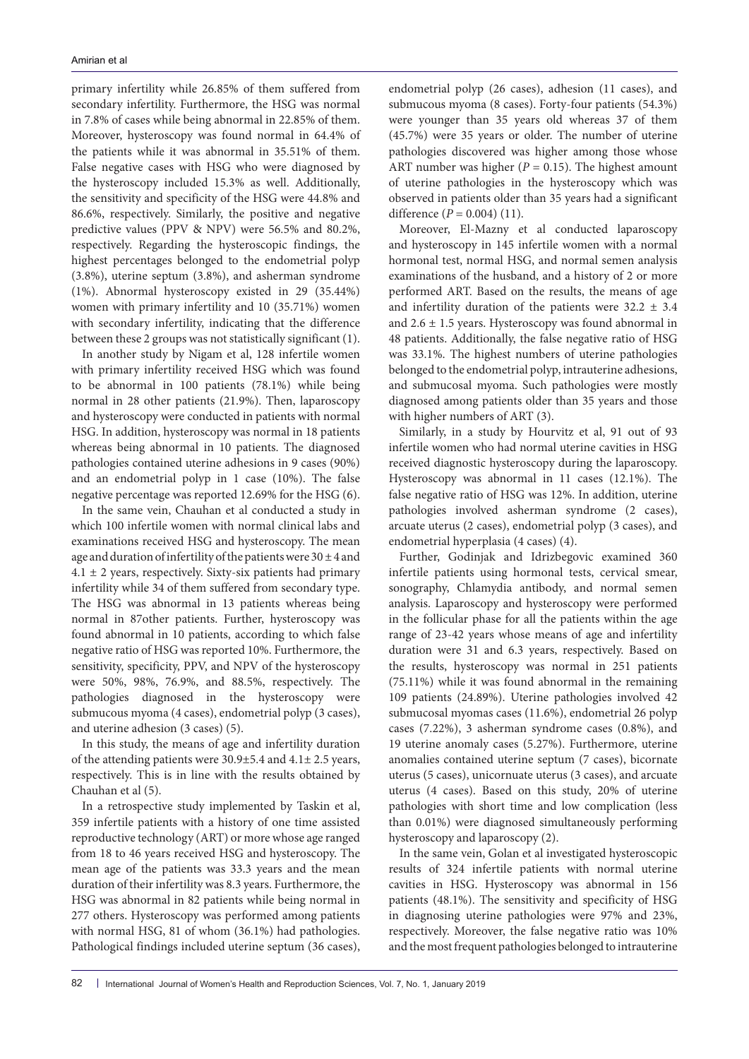primary infertility while 26.85% of them suffered from secondary infertility. Furthermore, the HSG was normal in 7.8% of cases while being abnormal in 22.85% of them. Moreover, hysteroscopy was found normal in 64.4% of the patients while it was abnormal in 35.51% of them. False negative cases with HSG who were diagnosed by the hysteroscopy included 15.3% as well. Additionally, the sensitivity and specificity of the HSG were 44.8% and 86.6%, respectively. Similarly, the positive and negative predictive values (PPV & NPV) were 56.5% and 80.2%, respectively. Regarding the hysteroscopic findings, the highest percentages belonged to the endometrial polyp (3.8%), uterine septum (3.8%), and asherman syndrome (1%). Abnormal hysteroscopy existed in 29 (35.44%) women with primary infertility and 10 (35.71%) women with secondary infertility, indicating that the difference between these 2 groups was not statistically significant (1).

In another study by Nigam et al, 128 infertile women with primary infertility received HSG which was found to be abnormal in 100 patients (78.1%) while being normal in 28 other patients (21.9%). Then, laparoscopy and hysteroscopy were conducted in patients with normal HSG. In addition, hysteroscopy was normal in 18 patients whereas being abnormal in 10 patients. The diagnosed pathologies contained uterine adhesions in 9 cases (90%) and an endometrial polyp in 1 case (10%). The false negative percentage was reported 12.69% for the HSG (6).

In the same vein, Chauhan et al conducted a study in which 100 infertile women with normal clinical labs and examinations received HSG and hysteroscopy. The mean age and duration of infertility of the patients were 30 ± 4 and 4.1 ± 2 years, respectively. Sixty-six patients had primary infertility while 34 of them suffered from secondary type. The HSG was abnormal in 13 patients whereas being normal in 87other patients. Further, hysteroscopy was found abnormal in 10 patients, according to which false negative ratio of HSG was reported 10%. Furthermore, the sensitivity, specificity, PPV, and NPV of the hysteroscopy were 50%, 98%, 76.9%, and 88.5%, respectively. The pathologies diagnosed in the hysteroscopy were submucous myoma (4 cases), endometrial polyp (3 cases), and uterine adhesion (3 cases) (5).

In this study, the means of age and infertility duration of the attending patients were 30.9±5.4 and 4.1± 2.5 years, respectively. This is in line with the results obtained by Chauhan et al (5).

In a retrospective study implemented by Taskin et al, 359 infertile patients with a history of one time assisted reproductive technology (ART) or more whose age ranged from 18 to 46 years received HSG and hysteroscopy. The mean age of the patients was 33.3 years and the mean duration of their infertility was 8.3 years. Furthermore, the HSG was abnormal in 82 patients while being normal in 277 others. Hysteroscopy was performed among patients with normal HSG, 81 of whom (36.1%) had pathologies. Pathological findings included uterine septum (36 cases), endometrial polyp (26 cases), adhesion (11 cases), and submucous myoma (8 cases). Forty-four patients (54.3%) were younger than 35 years old whereas 37 of them (45.7%) were 35 years or older. The number of uterine pathologies discovered was higher among those whose ART number was higher ($P$ = 0.15). The highest amount of uterine pathologies in the hysteroscopy which was observed in patients older than 35 years had a significant difference ($P$ = 0.004) (11).

Moreover, El-Mazny et al conducted laparoscopy and hysteroscopy in 145 infertile women with a normal hormonal test, normal HSG, and normal semen analysis examinations of the husband, and a history of 2 or more performed ART. Based on the results, the means of age and infertility duration of the patients were 32.2 ± 3.4 and 2.6 ± 1.5 years. Hysteroscopy was found abnormal in 48 patients. Additionally, the false negative ratio of HSG was 33.1%. The highest numbers of uterine pathologies belonged to the endometrial polyp, intrauterine adhesions, and submucosal myoma. Such pathologies were mostly diagnosed among patients older than 35 years and those with higher numbers of ART (3).

Similarly, in a study by Hourvitz et al, 91 out of 93 infertile women who had normal uterine cavities in HSG received diagnostic hysteroscopy during the laparoscopy. Hysteroscopy was abnormal in 11 cases (12.1%). The false negative ratio of HSG was 12%. In addition, uterine pathologies involved asherman syndrome (2 cases), arcuate uterus (2 cases), endometrial polyp (3 cases), and endometrial hyperplasia (4 cases) (4).

Further, Godinjak and Idrizbegovic examined 360 infertile patients using hormonal tests, cervical smear, sonography, Chlamydia antibody, and normal semen analysis. Laparoscopy and hysteroscopy were performed in the follicular phase for all the patients within the age range of 23-42 years whose means of age and infertility duration were 31 and 6.3 years, respectively. Based on the results, hysteroscopy was normal in 251 patients (75.11%) while it was found abnormal in the remaining 109 patients (24.89%). Uterine pathologies involved 42 submucosal myomas cases (11.6%), endometrial 26 polyp cases (7.22%), 3 asherman syndrome cases (0.8%), and 19 uterine anomaly cases (5.27%). Furthermore, uterine anomalies contained uterine septum (7 cases), bicornate uterus (5 cases), unicornuate uterus (3 cases), and arcuate uterus (4 cases). Based on this study, 20% of uterine pathologies with short time and low complication (less than 0.01%) were diagnosed simultaneously performing hysteroscopy and laparoscopy (2).

In the same vein, Golan et al investigated hysteroscopic results of 324 infertile patients with normal uterine cavities in HSG. Hysteroscopy was abnormal in 156 patients (48.1%). The sensitivity and specificity of HSG in diagnosing uterine pathologies were 97% and 23%, respectively. Moreover, the false negative ratio was 10% and the most frequent pathologies belonged to intrauterine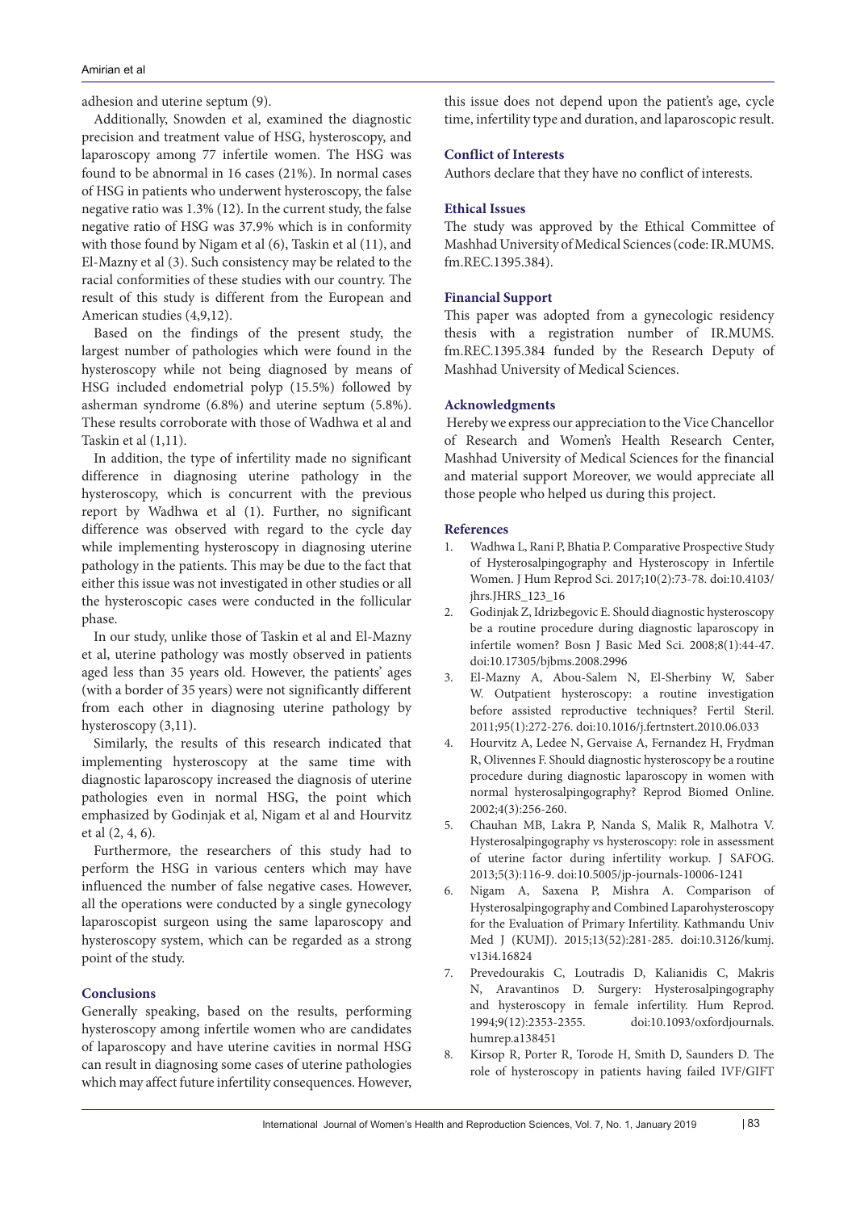adhesion and uterine septum (9).

Additionally, Snowden et al, examined the diagnostic precision and treatment value of HSG, hysteroscopy, and laparoscopy among 77 infertile women. The HSG was found to be abnormal in 16 cases (21%). In normal cases of HSG in patients who underwent hysteroscopy, the false negative ratio was 1.3% (12). In the current study, the false negative ratio of HSG was 37.9% which is in conformity with those found by Nigam et al (6), Taskin et al (11), and El-Mazny et al (3). Such consistency may be related to the racial conformities of these studies with our country. The result of this study is different from the European and American studies (4,9,12).

Based on the findings of the present study, the largest number of pathologies which were found in the hysteroscopy while not being diagnosed by means of HSG included endometrial polyp (15.5%) followed by asherman syndrome (6.8%) and uterine septum (5.8%). These results corroborate with those of Wadhwa et al and Taskin et al (1,11).

In addition, the type of infertility made no significant difference in diagnosing uterine pathology in the hysteroscopy, which is concurrent with the previous report by Wadhwa et al (1). Further, no significant difference was observed with regard to the cycle day while implementing hysteroscopy in diagnosing uterine pathology in the patients. This may be due to the fact that either this issue was not investigated in other studies or all the hysteroscopic cases were conducted in the follicular phase.

In our study, unlike those of Taskin et al and El-Mazny et al, uterine pathology was mostly observed in patients aged less than 35 years old. However, the patients' ages (with a border of 35 years) were not significantly different from each other in diagnosing uterine pathology by hysteroscopy (3,11).

Similarly, the results of this research indicated that implementing hysteroscopy at the same time with diagnostic laparoscopy increased the diagnosis of uterine pathologies even in normal HSG, the point which emphasized by Godinjak et al, Nigam et al and Hourvitz et al (2, 4, 6).

Furthermore, the researchers of this study had to perform the HSG in various centers which may have influenced the number of false negative cases. However, all the operations were conducted by a single gynecology laparoscopist surgeon using the same laparoscopy and hysteroscopy system, which can be regarded as a strong point of the study.

## Conclusions

Generally speaking, based on the results, performing hysteroscopy among infertile women who are candidates of laparoscopy and have uterine cavities in normal HSG can result in diagnosing some cases of uterine pathologies which may affect future infertility consequences. However, this issue does not depend upon the patient's age, cycle time, infertility type and duration, and laparoscopic result.

## Conflict of Interests

Authors declare that they have no conflict of interests.

## Ethical Issues

The study was approved by the Ethical Committee of Mashhad University of Medical Sciences (code: IR.MUMS.fm.REC.1395.384).

## Financial Support

This paper was adopted from a gynecologic residency thesis with a registration number of IR.MUMS.fm.REC.1395.384 funded by the Research Deputy of Mashhad University of Medical Sciences.

## Acknowledgments

Hereby we express our appreciation to the Vice Chancellor of Research and Women's Health Research Center, Mashhad University of Medical Sciences for the financial and material support Moreover, we would appreciate all those people who helped us during this project.

## References

1. Wadhwa L, Rani P, Bhatia P. Comparative Prospective Study of Hysterosalpingography and Hysteroscopy in Infertile Women. J Hum Reprod Sci. 2017;10(2):73-78. doi:10.4103/jhrs.JHRS_123_16
2. Godinjak Z, Idrizbegovic E. Should diagnostic hysteroscopy be a routine procedure during diagnostic laparoscopy in infertile women? Bosn J Basic Med Sci. 2008;8(1):44-47. doi:10.17305/bjbms.2008.2996
3. El-Mazny A, Abou-Salem N, El-Sherbiny W, Saber W. Outpatient hysteroscopy: a routine investigation before assisted reproductive techniques? Fertil Steril. 2011;95(1):272-276. doi:10.1016/j.fertnstert.2010.06.033
4. Hourvitz A, Ledee N, Gervaise A, Fernandez H, Frydman R, Olivennes F. Should diagnostic hysteroscopy be a routine procedure during diagnostic laparoscopy in women with normal hysterosalpingography? Reprod Biomed Online. 2002;4(3):256-260.
5. Chauhan MB, Lakra P, Nanda S, Malik R, Malhotra V. Hysterosalpingography vs hysteroscopy: role in assessment of uterine factor during infertility workup. J SAFOG. 2013;5(3):116-9. doi:10.5005/jp-journals-10006-1241
6. Nigam A, Saxena P, Mishra A. Comparison of Hysterosalpingography and Combined Laparohysteroscopy for the Evaluation of Primary Infertility. Kathmandu Univ Med J (KUMJ). 2015;13(52):281-285. doi:10.3126/kumj.v13i4.16824
7. Prevedourakis C, Loutradis D, Kalianidis C, Makris N, Aravantinos D. Surgery: Hysterosalpingography and hysteroscopy in female infertility. Hum Reprod. 1994;9(12):2353-2355. doi:10.1093/oxfordjournals.humrep.a138451
8. Kirsop R, Porter R, Torode H, Smith D, Saunders D. The role of hysteroscopy in patients having failed IVF/GIFT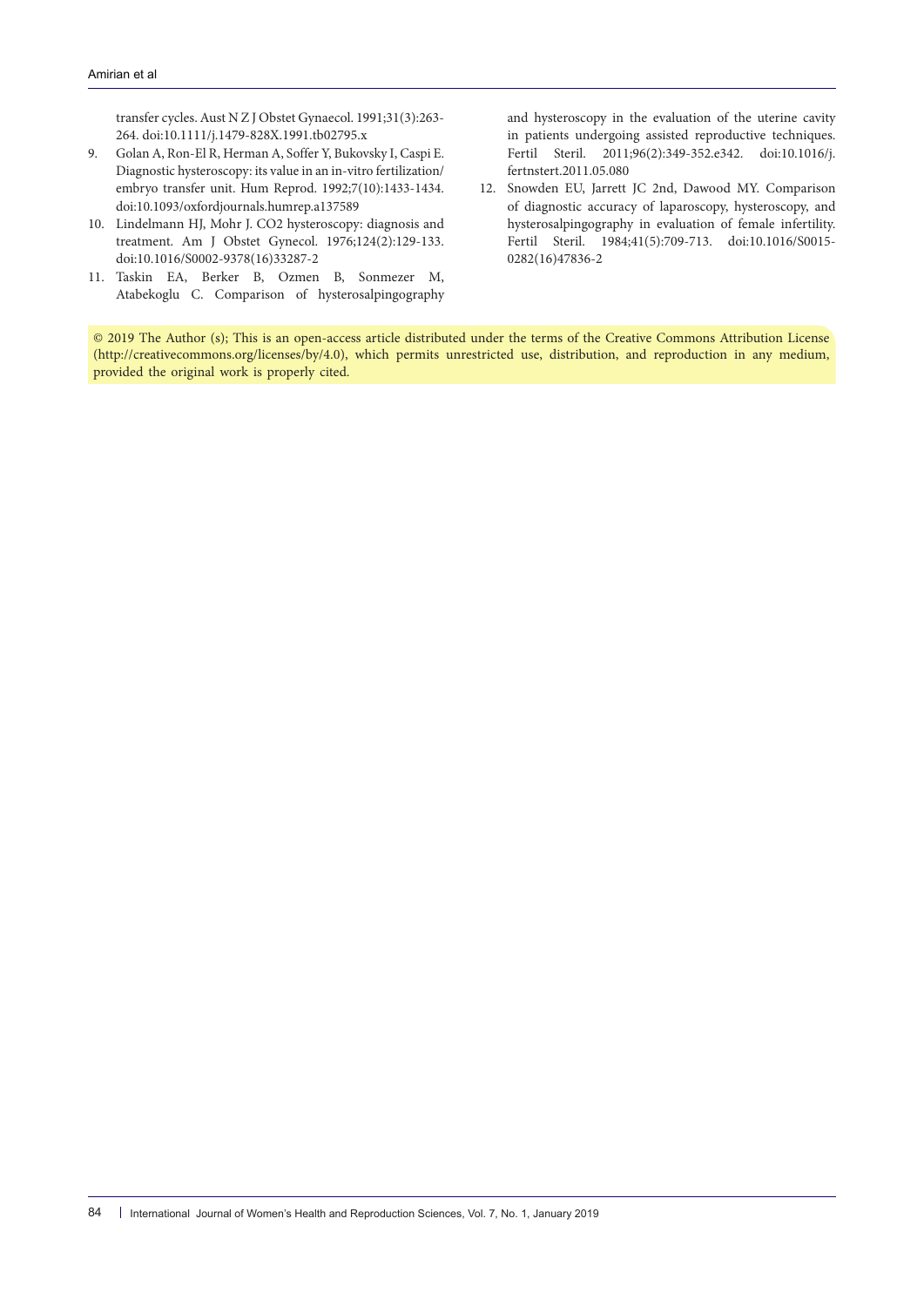transfer cycles. Aust N Z J Obstet Gynaecol. 1991;31(3):263-264. doi:10.1111/j.1479-828X.1991.tb02795.x

9. Golan A, Ron-El R, Herman A, Soffer Y, Bukovsky I, Caspi E. Diagnostic hysteroscopy: its value in an in-vitro fertilization/embryo transfer unit. Hum Reprod. 1992;7(10):1433-1434. doi:10.1093/oxfordjournals.humrep.a137589
10. Lindelmann HJ, Mohr J. CO2 hysteroscopy: diagnosis and treatment. Am J Obstet Gynecol. 1976;124(2):129-133. doi:10.1016/S0002-9378(16)33287-2
11. Taskin EA, Berker B, Ozmen B, Sonmezer M, Atabekoglu C. Comparison of hysterosalpingography and hysteroscopy in the evaluation of the uterine cavity in patients undergoing assisted reproductive techniques. Fertil Steril. 2011;96(2):349-352.e342. doi:10.1016/j.fertnstert.2011.05.080
12. Snowden EU, Jarrett JC 2nd, Dawood MY. Comparison of diagnostic accuracy of laparoscopy, hysteroscopy, and hysterosalpingography in evaluation of female infertility. Fertil Steril. 1984;41(5):709-713. doi:10.1016/S0015-0282(16)47836-2

© 2019 The Author (s); This is an open-access article distributed under the terms of the Creative Commons Attribution License (http://creativecommons.org/licenses/by/4.0), which permits unrestricted use, distribution, and reproduction in any medium, provided the original work is properly cited.